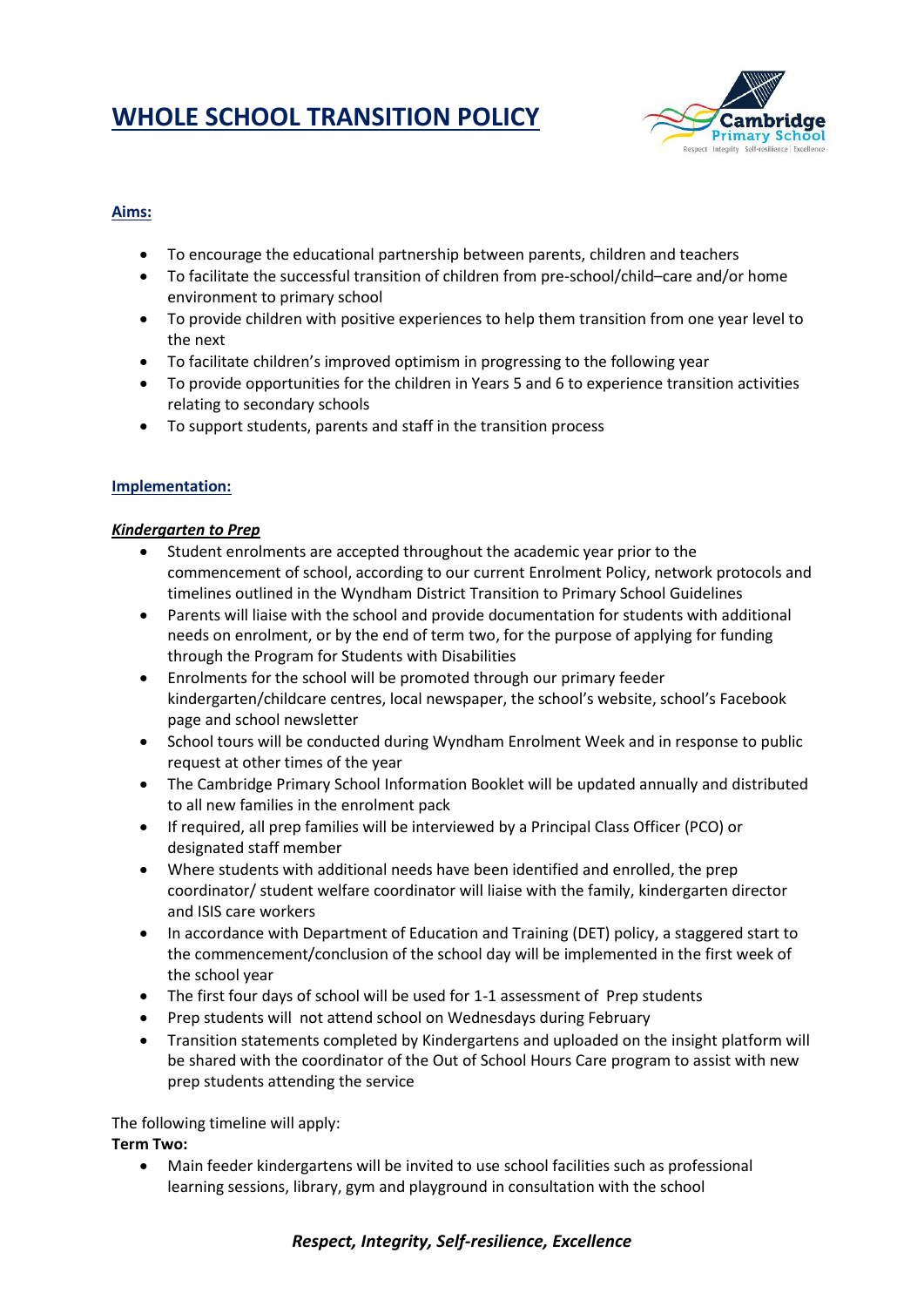# WHOLE SCHOOL TRANSITION POLICY

## Aims:

- To encourage the educational partnership between parents, children and teachers
- To facilitate the successful transition of children from pre-school/child–care and/or home environment to primary school
- To provide children with positive experiences to help them transition from one year level to the next
- To facilitate children's improved optimism in progressing to the following year
- To provide opportunities for the children in Years 5 and 6 to experience transition activities relating to secondary schools
- To support students, parents and staff in the transition process

## Implementation:

### *Kindergarten to Prep*

- Student enrolments are accepted throughout the academic year prior to the commencement of school, according to our current Enrolment Policy, network protocols and timelines outlined in the Wyndham District Transition to Primary School Guidelines
- Parents will liaise with the school and provide documentation for students with additional needs on enrolment, or by the end of term two, for the purpose of applying for funding through the Program for Students with Disabilities
- Enrolments for the school will be promoted through our primary feeder kindergarten/childcare centres, local newspaper, the school's website, school's Facebook page and school newsletter
- School tours will be conducted during Wyndham Enrolment Week and in response to public request at other times of the year
- The Cambridge Primary School Information Booklet will be updated annually and distributed to all new families in the enrolment pack
- If required, all prep families will be interviewed by a Principal Class Officer (PCO) or designated staff member
- Where students with additional needs have been identified and enrolled, the prep coordinator/ student welfare coordinator will liaise with the family, kindergarten director and ISIS care workers
- In accordance with Department of Education and Training (DET) policy, a staggered start to the commencement/conclusion of the school day will be implemented in the first week of the school year
- The first four days of school will be used for 1-1 assessment of Prep students
- Prep students will not attend school on Wednesdays during February
- Transition statements completed by Kindergartens and uploaded on the insight platform will be shared with the coordinator of the Out of School Hours Care program to assist with new prep students attending the service

The following timeline will apply:

**Term Two:**

- Main feeder kindergartens will be invited to use school facilities such as professional learning sessions, library, gym and playground in consultation with the school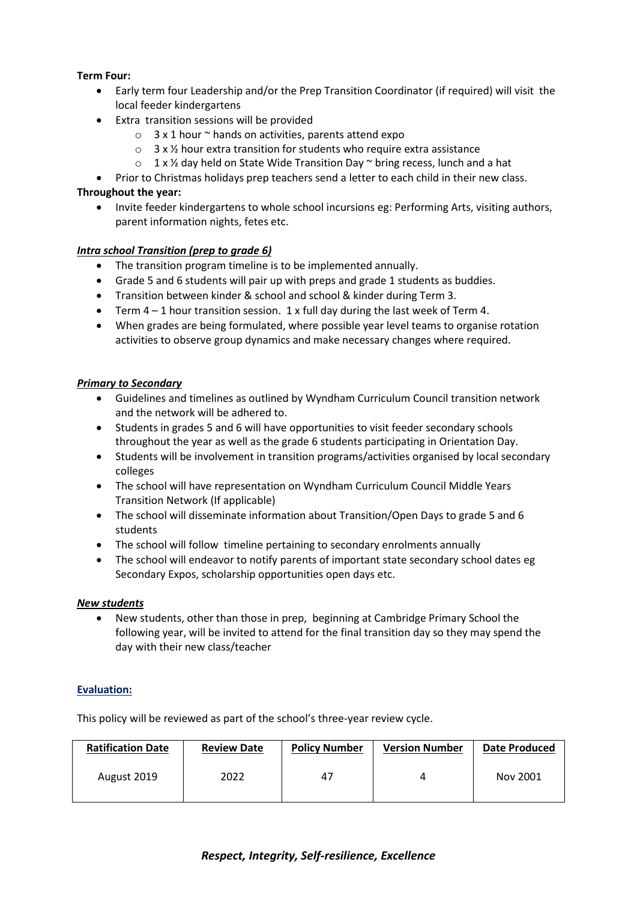**Term Four:**

- Early term four Leadership and/or the Prep Transition Coordinator (if required) will visit the local feeder kindergartens
- Extra transition sessions will be provided
  - 3 x 1 hour ~ hands on activities, parents attend expo
  - 3 x ½ hour extra transition for students who require extra assistance
  - 1 x ½ day held on State Wide Transition Day ~ bring recess, lunch and a hat
- Prior to Christmas holidays prep teachers send a letter to each child in their new class.

**Throughout the year:**

- Invite feeder kindergartens to whole school incursions eg: Performing Arts, visiting authors, parent information nights, fetes etc.

***Intra school Transition (prep to grade 6)***

- The transition program timeline is to be implemented annually.
- Grade 5 and 6 students will pair up with preps and grade 1 students as buddies.
- Transition between kinder & school and school & kinder during Term 3.
- Term 4 – 1 hour transition session. 1 x full day during the last week of Term 4.
- When grades are being formulated, where possible year level teams to organise rotation activities to observe group dynamics and make necessary changes where required.

***Primary to Secondary***

- Guidelines and timelines as outlined by Wyndham Curriculum Council transition network and the network will be adhered to.
- Students in grades 5 and 6 will have opportunities to visit feeder secondary schools throughout the year as well as the grade 6 students participating in Orientation Day.
- Students will be involvement in transition programs/activities organised by local secondary colleges
- The school will have representation on Wyndham Curriculum Council Middle Years Transition Network (If applicable)
- The school will disseminate information about Transition/Open Days to grade 5 and 6 students
- The school will follow timeline pertaining to secondary enrolments annually
- The school will endeavor to notify parents of important state secondary school dates eg Secondary Expos, scholarship opportunities open days etc.

***New students***

- New students, other than those in prep, beginning at Cambridge Primary School the following year, will be invited to attend for the final transition day so they may spend the day with their new class/teacher

**Evaluation:**

This policy will be reviewed as part of the school's three-year review cycle.

| Ratification Date | Review Date | Policy Number | Version Number | Date Produced |
|---|---|---|---|---|
| August 2019 | 2022 | 47 | 4 | Nov 2001 |

*Respect, Integrity, Self-resilience, Excellence*